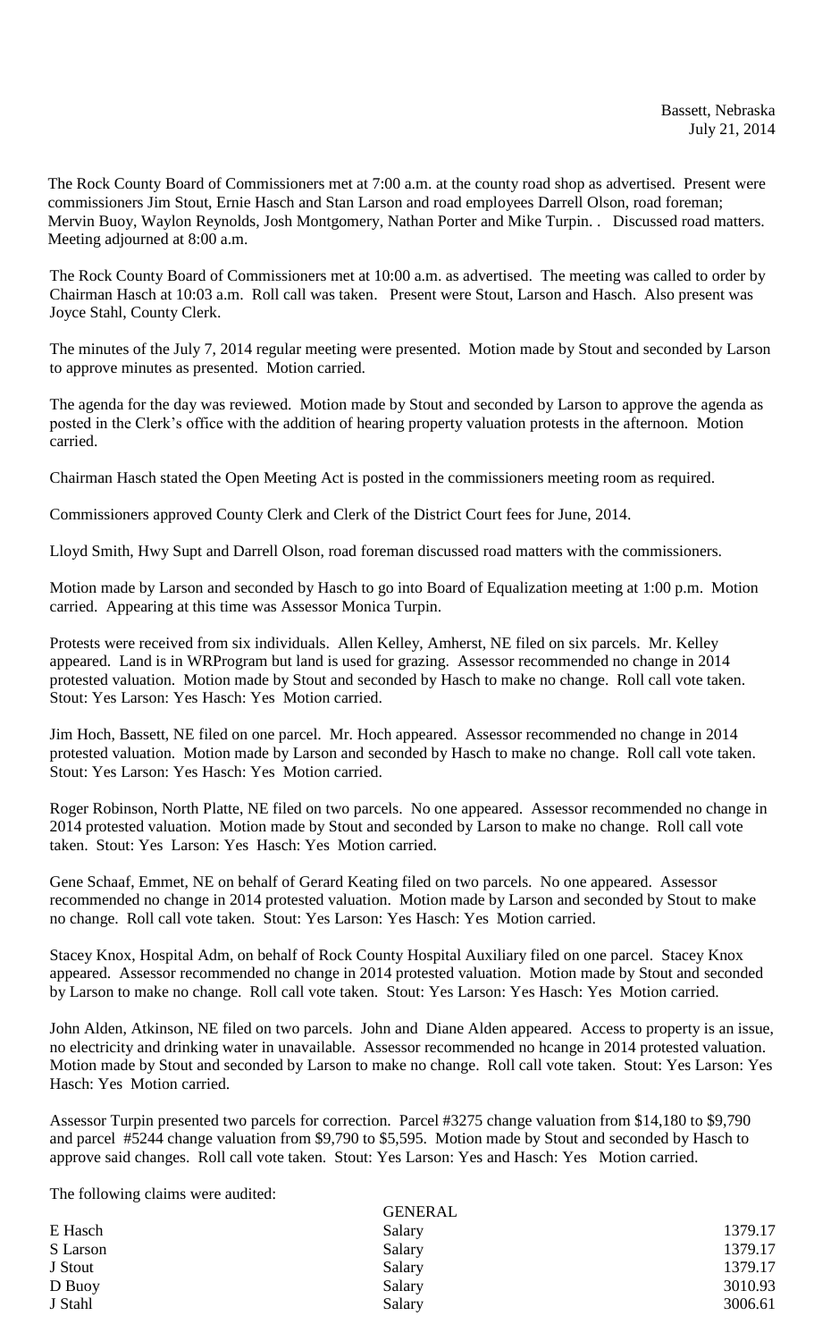Bassett, Nebraska
July 21, 2014

The Rock County Board of Commissioners met at 7:00 a.m. at the county road shop as advertised. Present were commissioners Jim Stout, Ernie Hasch and Stan Larson and road employees Darrell Olson, road foreman; Mervin Buoy, Waylon Reynolds, Josh Montgomery, Nathan Porter and Mike Turpin. . Discussed road matters. Meeting adjourned at 8:00 a.m.

The Rock County Board of Commissioners met at 10:00 a.m. as advertised. The meeting was called to order by Chairman Hasch at 10:03 a.m. Roll call was taken. Present were Stout, Larson and Hasch. Also present was Joyce Stahl, County Clerk.

The minutes of the July 7, 2014 regular meeting were presented. Motion made by Stout and seconded by Larson to approve minutes as presented. Motion carried.

The agenda for the day was reviewed. Motion made by Stout and seconded by Larson to approve the agenda as posted in the Clerk's office with the addition of hearing property valuation protests in the afternoon. Motion carried.

Chairman Hasch stated the Open Meeting Act is posted in the commissioners meeting room as required.

Commissioners approved County Clerk and Clerk of the District Court fees for June, 2014.

Lloyd Smith, Hwy Supt and Darrell Olson, road foreman discussed road matters with the commissioners.

Motion made by Larson and seconded by Hasch to go into Board of Equalization meeting at 1:00 p.m. Motion carried. Appearing at this time was Assessor Monica Turpin.

Protests were received from six individuals. Allen Kelley, Amherst, NE filed on six parcels. Mr. Kelley appeared. Land is in WRProgram but land is used for grazing. Assessor recommended no change in 2014 protested valuation. Motion made by Stout and seconded by Hasch to make no change. Roll call vote taken. Stout: Yes Larson: Yes Hasch: Yes Motion carried.

Jim Hoch, Bassett, NE filed on one parcel. Mr. Hoch appeared. Assessor recommended no change in 2014 protested valuation. Motion made by Larson and seconded by Hasch to make no change. Roll call vote taken. Stout: Yes Larson: Yes Hasch: Yes Motion carried.

Roger Robinson, North Platte, NE filed on two parcels. No one appeared. Assessor recommended no change in 2014 protested valuation. Motion made by Stout and seconded by Larson to make no change. Roll call vote taken. Stout: Yes Larson: Yes Hasch: Yes Motion carried.

Gene Schaaf, Emmet, NE on behalf of Gerard Keating filed on two parcels. No one appeared. Assessor recommended no change in 2014 protested valuation. Motion made by Larson and seconded by Stout to make no change. Roll call vote taken. Stout: Yes Larson: Yes Hasch: Yes Motion carried.

Stacey Knox, Hospital Adm, on behalf of Rock County Hospital Auxiliary filed on one parcel. Stacey Knox appeared. Assessor recommended no change in 2014 protested valuation. Motion made by Stout and seconded by Larson to make no change. Roll call vote taken. Stout: Yes Larson: Yes Hasch: Yes Motion carried.

John Alden, Atkinson, NE filed on two parcels. John and Diane Alden appeared. Access to property is an issue, no electricity and drinking water in unavailable. Assessor recommended no hcange in 2014 protested valuation. Motion made by Stout and seconded by Larson to make no change. Roll call vote taken. Stout: Yes Larson: Yes Hasch: Yes Motion carried.

Assessor Turpin presented two parcels for correction. Parcel #3275 change valuation from $14,180 to $9,790 and parcel #5244 change valuation from $9,790 to $5,595. Motion made by Stout and seconded by Hasch to approve said changes. Roll call vote taken. Stout: Yes Larson: Yes and Hasch: Yes Motion carried.

The following claims were audited:

| | GENERAL | |
|---|---|---|
| E Hasch | Salary | 1379.17 |
| S Larson | Salary | 1379.17 |
| J Stout | Salary | 1379.17 |
| D Buoy | Salary | 3010.93 |
| J Stahl | Salary | 3006.61 |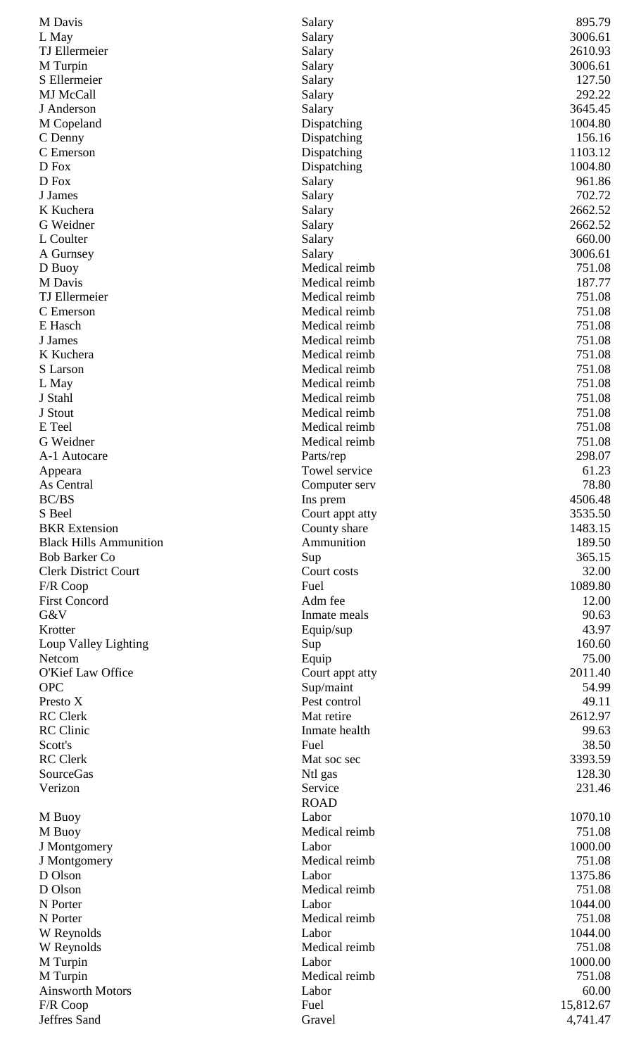| | | |
|---|---|---|
| M Davis | Salary | 895.79 |
| L May | Salary | 3006.61 |
| TJ Ellermeier | Salary | 2610.93 |
| M Turpin | Salary | 3006.61 |
| S Ellermeier | Salary | 127.50 |
| MJ McCall | Salary | 292.22 |
| J Anderson | Salary | 3645.45 |
| M Copeland | Dispatching | 1004.80 |
| C Denny | Dispatching | 156.16 |
| C Emerson | Dispatching | 1103.12 |
| D Fox | Dispatching | 1004.80 |
| D Fox | Salary | 961.86 |
| J James | Salary | 702.72 |
| K Kuchera | Salary | 2662.52 |
| G Weidner | Salary | 2662.52 |
| L Coulter | Salary | 660.00 |
| A Gurnsey | Salary | 3006.61 |
| D Buoy | Medical reimb | 751.08 |
| M Davis | Medical reimb | 187.77 |
| TJ Ellermeier | Medical reimb | 751.08 |
| C Emerson | Medical reimb | 751.08 |
| E Hasch | Medical reimb | 751.08 |
| J James | Medical reimb | 751.08 |
| K Kuchera | Medical reimb | 751.08 |
| S Larson | Medical reimb | 751.08 |
| L May | Medical reimb | 751.08 |
| J Stahl | Medical reimb | 751.08 |
| J Stout | Medical reimb | 751.08 |
| E Teel | Medical reimb | 751.08 |
| G Weidner | Medical reimb | 751.08 |
| A-1 Autocare | Parts/rep | 298.07 |
| Appeara | Towel service | 61.23 |
| As Central | Computer serv | 78.80 |
| BC/BS | Ins prem | 4506.48 |
| S Beel | Court appt atty | 3535.50 |
| BKR Extension | County share | 1483.15 |
| Black Hills Ammunition | Ammunition | 189.50 |
| Bob Barker Co | Sup | 365.15 |
| Clerk District Court | Court costs | 32.00 |
| F/R Coop | Fuel | 1089.80 |
| First Concord | Adm fee | 12.00 |
| G&V | Inmate meals | 90.63 |
| Krotter | Equip/sup | 43.97 |
| Loup Valley Lighting | Sup | 160.60 |
| Netcom | Equip | 75.00 |
| O'Kief Law Office | Court appt atty | 2011.40 |
| OPC | Sup/maint | 54.99 |
| Presto X | Pest control | 49.11 |
| RC Clerk | Mat retire | 2612.97 |
| RC Clinic | Inmate health | 99.63 |
| Scott's | Fuel | 38.50 |
| RC Clerk | Mat soc sec | 3393.59 |
| SourceGas | Ntl gas | 128.30 |
| Verizon | Service | 231.46 |
| | ROAD | |
| M Buoy | Labor | 1070.10 |
| M Buoy | Medical reimb | 751.08 |
| J Montgomery | Labor | 1000.00 |
| J Montgomery | Medical reimb | 751.08 |
| D Olson | Labor | 1375.86 |
| D Olson | Medical reimb | 751.08 |
| N Porter | Labor | 1044.00 |
| N Porter | Medical reimb | 751.08 |
| W Reynolds | Labor | 1044.00 |
| W Reynolds | Medical reimb | 751.08 |
| M Turpin | Labor | 1000.00 |
| M Turpin | Medical reimb | 751.08 |
| Ainsworth Motors | Labor | 60.00 |
| F/R Coop | Fuel | 15,812.67 |
| Jeffres Sand | Gravel | 4,741.47 |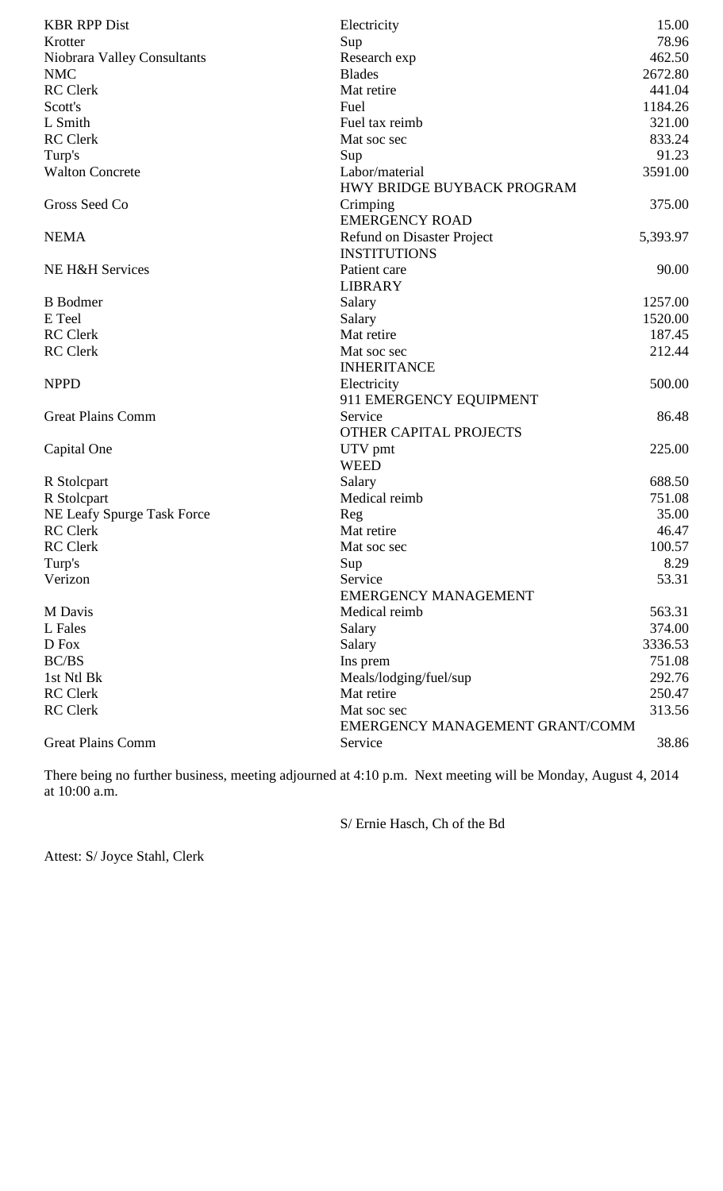| | | |
|---|---|---|
| KBR RPP Dist | Electricity | 15.00 |
| Krotter | Sup | 78.96 |
| Niobrara Valley Consultants | Research exp | 462.50 |
| NMC | Blades | 2672.80 |
| RC Clerk | Mat retire | 441.04 |
| Scott's | Fuel | 1184.26 |
| L Smith | Fuel tax reimb | 321.00 |
| RC Clerk | Mat soc sec | 833.24 |
| Turp's | Sup | 91.23 |
| Walton Concrete | Labor/material | 3591.00 |
| | HWY BRIDGE BUYBACK PROGRAM | |
| Gross Seed Co | Crimping | 375.00 |
| | EMERGENCY ROAD | |
| NEMA | Refund on Disaster Project | 5,393.97 |
| | INSTITUTIONS | |
| NE H&H Services | Patient care | 90.00 |
| | LIBRARY | |
| B Bodmer | Salary | 1257.00 |
| E Teel | Salary | 1520.00 |
| RC Clerk | Mat retire | 187.45 |
| RC Clerk | Mat soc sec | 212.44 |
| | INHERITANCE | |
| NPPD | Electricity | 500.00 |
| | 911 EMERGENCY EQUIPMENT | |
| Great Plains Comm | Service | 86.48 |
| | OTHER CAPITAL PROJECTS | |
| Capital One | UTV pmt | 225.00 |
| | WEED | |
| R Stolcpart | Salary | 688.50 |
| R Stolcpart | Medical reimb | 751.08 |
| NE Leafy Spurge Task Force | Reg | 35.00 |
| RC Clerk | Mat retire | 46.47 |
| RC Clerk | Mat soc sec | 100.57 |
| Turp's | Sup | 8.29 |
| Verizon | Service | 53.31 |
| | EMERGENCY MANAGEMENT | |
| M Davis | Medical reimb | 563.31 |
| L Fales | Salary | 374.00 |
| D Fox | Salary | 3336.53 |
| BC/BS | Ins prem | 751.08 |
| 1st Ntl Bk | Meals/lodging/fuel/sup | 292.76 |
| RC Clerk | Mat retire | 250.47 |
| RC Clerk | Mat soc sec | 313.56 |
| | EMERGENCY MANAGEMENT GRANT/COMM | |
| Great Plains Comm | Service | 38.86 |

There being no further business, meeting adjourned at 4:10 p.m. Next meeting will be Monday, August 4, 2014 at 10:00 a.m.

S/ Ernie Hasch, Ch of the Bd

Attest: S/ Joyce Stahl, Clerk